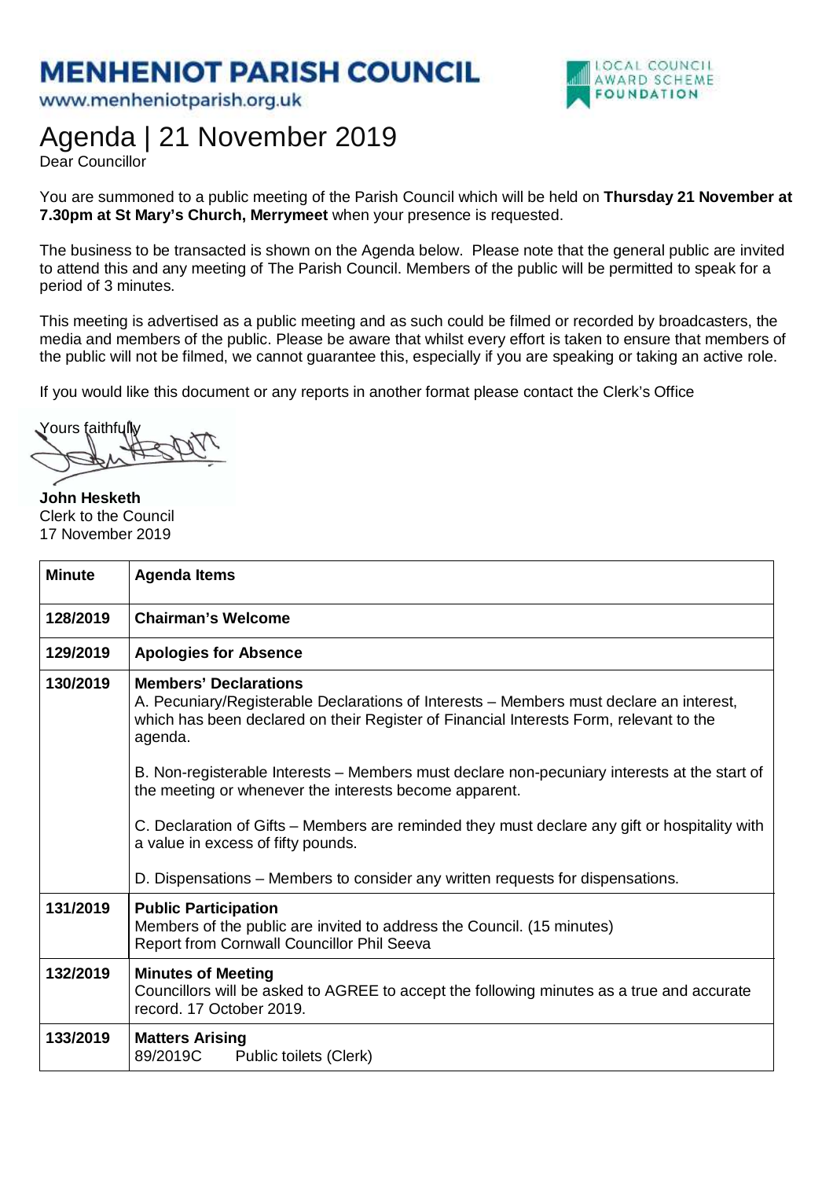# MENHENIOT PARISH COUNCIL

www.menheniotparish.org.uk

LOCAL COUNCIL AWARD SCHEME FOUNDATION

## Agenda | 21 November 2019

Dear Councillor

You are summoned to a public meeting of the Parish Council which will be held on **Thursday 21 November at 7.30pm at St Mary's Church, Merrymeet** when your presence is requested.

The business to be transacted is shown on the Agenda below. Please note that the general public are invited to attend this and any meeting of The Parish Council. Members of the public will be permitted to speak for a period of 3 minutes.

This meeting is advertised as a public meeting and as such could be filmed or recorded by broadcasters, the media and members of the public. Please be aware that whilst every effort is taken to ensure that members of the public will not be filmed, we cannot guarantee this, especially if you are speaking or taking an active role.

If you would like this document or any reports in another format please contact the Clerk's Office

Yours faithfully

**John Hesketh**
Clerk to the Council
17 November 2019

| Minute | Agenda Items |
|---|---|
| 128/2019 | **Chairman's Welcome** |
| 129/2019 | **Apologies for Absence** |
| 130/2019 | **Members' Declarations**<br>A. Pecuniary/Registerable Declarations of Interests – Members must declare an interest, which has been declared on their Register of Financial Interests Form, relevant to the agenda.<br><br>B. Non-registerable Interests – Members must declare non-pecuniary interests at the start of the meeting or whenever the interests become apparent.<br><br>C. Declaration of Gifts – Members are reminded they must declare any gift or hospitality with a value in excess of fifty pounds.<br><br>D. Dispensations – Members to consider any written requests for dispensations. |
| 131/2019 | **Public Participation**<br>Members of the public are invited to address the Council. (15 minutes)<br>Report from Cornwall Councillor Phil Seeva |
| 132/2019 | **Minutes of Meeting**<br>Councillors will be asked to AGREE to accept the following minutes as a true and accurate record. 17 October 2019. |
| 133/2019 | **Matters Arising**<br>89/2019C Public toilets (Clerk) |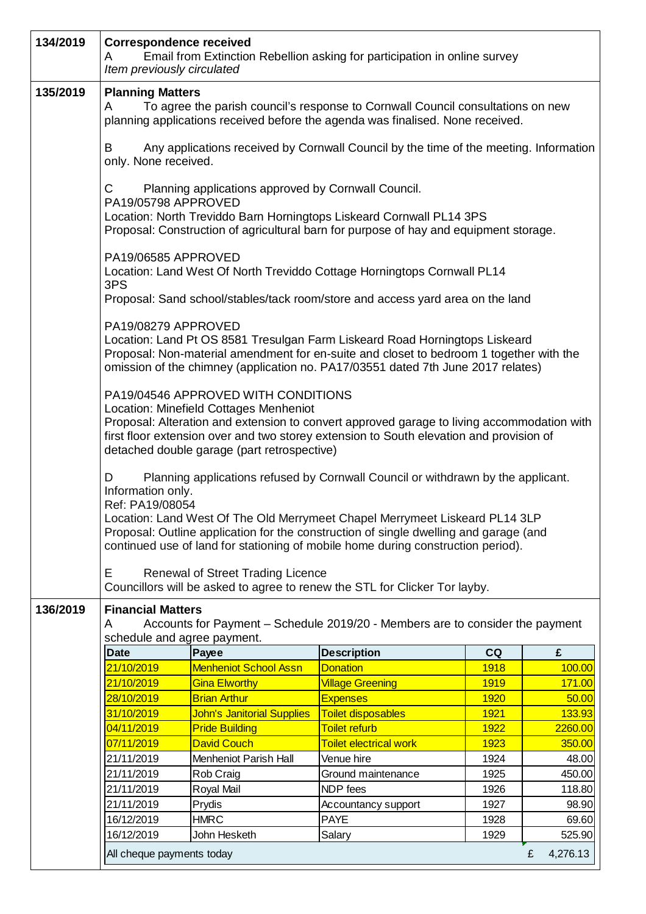| 134/2019 | **Correspondence received**<br>A Email from Extinction Rebellion asking for participation in online survey<br>*Item previously circulated* |
|---|---|

**135/2019 Planning Matters**

A To agree the parish council's response to Cornwall Council consultations on new planning applications received before the agenda was finalised. None received.

B Any applications received by Cornwall Council by the time of the meeting. Information only. None received.

C Planning applications approved by Cornwall Council.

PA19/05798 APPROVED
Location: North Treviddo Barn Horningtops Liskeard Cornwall PL14 3PS
Proposal: Construction of agricultural barn for purpose of hay and equipment storage.

PA19/06585 APPROVED
Location: Land West Of North Treviddo Cottage Horningtops Cornwall PL14 3PS
Proposal: Sand school/stables/tack room/store and access yard area on the land

PA19/08279 APPROVED
Location: Land Pt OS 8581 Tresulgan Farm Liskeard Road Horningtops Liskeard
Proposal: Non-material amendment for en-suite and closet to bedroom 1 together with the omission of the chimney (application no. PA17/03551 dated 7th June 2017 relates)

PA19/04546 APPROVED WITH CONDITIONS
Location: Minefield Cottages Menheniot
Proposal: Alteration and extension to convert approved garage to living accommodation with first floor extension over and two storey extension to South elevation and provision of detached double garage (part retrospective)

D Planning applications refused by Cornwall Council or withdrawn by the applicant. Information only.
Ref: PA19/08054
Location: Land West Of The Old Merrymeet Chapel Merrymeet Liskeard PL14 3LP
Proposal: Outline application for the construction of single dwelling and garage (and continued use of land for stationing of mobile home during construction period).

E Renewal of Street Trading Licence
Councillors will be asked to agree to renew the STL for Clicker Tor layby.

**136/2019 Financial Matters**

A Accounts for Payment – Schedule 2019/20 - Members are to consider the payment schedule and agree payment.

| Date | Payee | Description | CQ | £ |
|---|---|---|---|---|
| 21/10/2019 | Menheniot School Assn | Donation | 1918 | 100.00 |
| 21/10/2019 | Gina Elworthy | Village Greening | 1919 | 171.00 |
| 28/10/2019 | Brian Arthur | Expenses | 1920 | 50.00 |
| 31/10/2019 | John's Janitorial Supplies | Toilet disposables | 1921 | 133.93 |
| 04/11/2019 | Pride Building | Toilet refurb | 1922 | 2260.00 |
| 07/11/2019 | David Couch | Toilet electrical work | 1923 | 350.00 |
| 21/11/2019 | Menheniot Parish Hall | Venue hire | 1924 | 48.00 |
| 21/11/2019 | Rob Craig | Ground maintenance | 1925 | 450.00 |
| 21/11/2019 | Royal Mail | NDP fees | 1926 | 118.80 |
| 21/11/2019 | Prydis | Accountancy support | 1927 | 98.90 |
| 16/12/2019 | HMRC | PAYE | 1928 | 69.60 |
| 16/12/2019 | John Hesketh | Salary | 1929 | 525.90 |
| All cheque payments today | | | | £ 4,276.13 |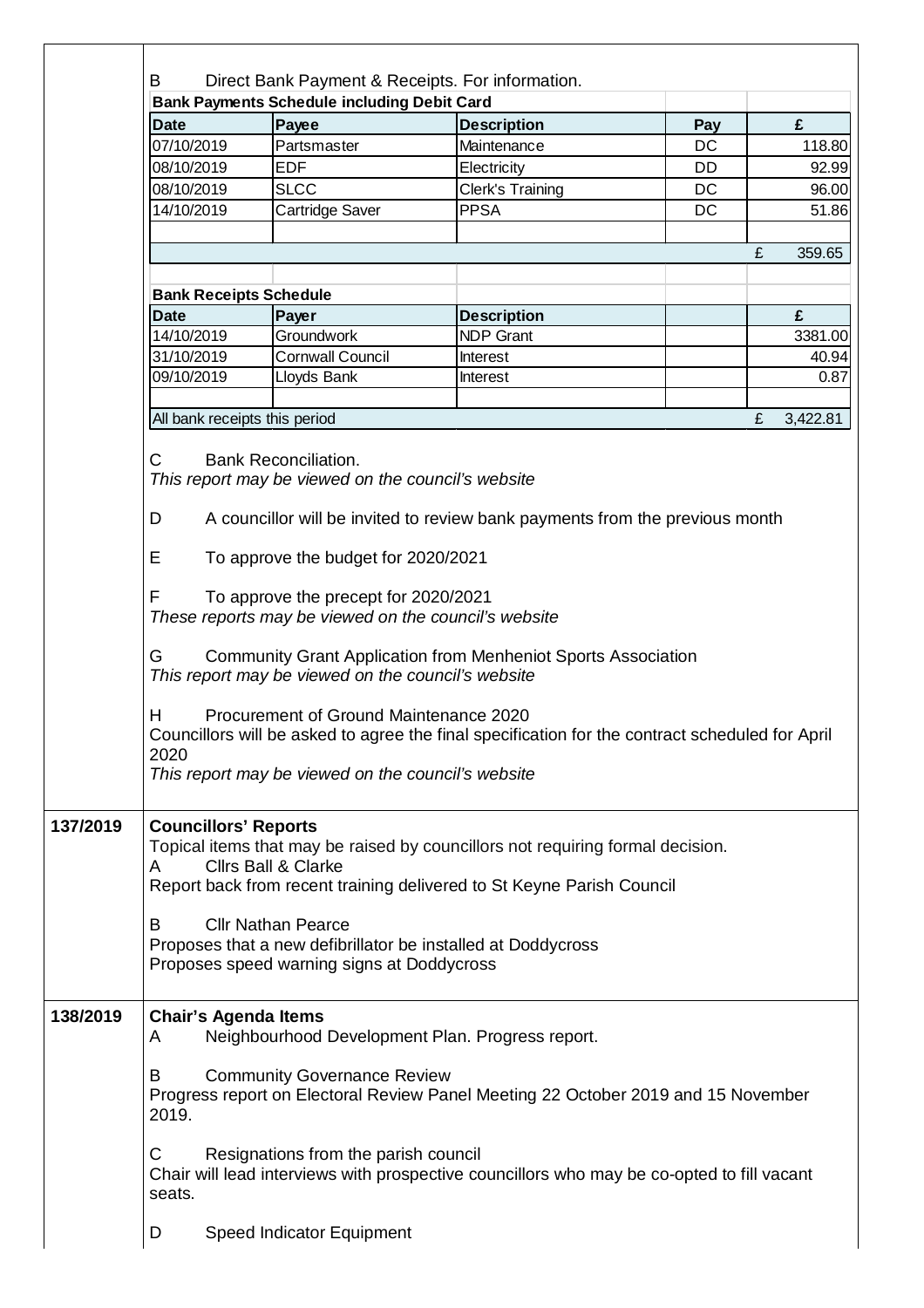B Direct Bank Payment & Receipts. For information.

**Bank Payments Schedule including Debit Card**

| Date | Payee | Description | Pay | £ |
|---|---|---|---|---|
| 07/10/2019 | Partsmaster | Maintenance | DC | 118.80 |
| 08/10/2019 | EDF | Electricity | DD | 92.99 |
| 08/10/2019 | SLCC | Clerk's Training | DC | 96.00 |
| 14/10/2019 | Cartridge Saver | PPSA | DC | 51.86 |
| | | | | |
| | | | | £ 359.65 |

**Bank Receipts Schedule**

| Date | Payer | Description | | £ |
|---|---|---|---|---|
| 14/10/2019 | Groundwork | NDP Grant | | 3381.00 |
| 31/10/2019 | Cornwall Council | Interest | | 40.94 |
| 09/10/2019 | Lloyds Bank | Interest | | 0.87 |
| | | | | |
| All bank receipts this period | | | | £ 3,422.81 |

C Bank Reconciliation.
*This report may be viewed on the council's website*

D A councillor will be invited to review bank payments from the previous month

E To approve the budget for 2020/2021

F To approve the precept for 2020/2021
*These reports may be viewed on the council's website*

G Community Grant Application from Menheniot Sports Association
*This report may be viewed on the council's website*

H Procurement of Ground Maintenance 2020
Councillors will be asked to agree the final specification for the contract scheduled for April 2020
*This report may be viewed on the council's website*

**137/2019 Councillors' Reports**

Topical items that may be raised by councillors not requiring formal decision.

A Cllrs Ball & Clarke
Report back from recent training delivered to St Keyne Parish Council

B Cllr Nathan Pearce
Proposes that a new defibrillator be installed at Doddycross
Proposes speed warning signs at Doddycross

**138/2019 Chair's Agenda Items**

A Neighbourhood Development Plan. Progress report.

B Community Governance Review
Progress report on Electoral Review Panel Meeting 22 October 2019 and 15 November 2019.

C Resignations from the parish council
Chair will lead interviews with prospective councillors who may be co-opted to fill vacant seats.

D Speed Indicator Equipment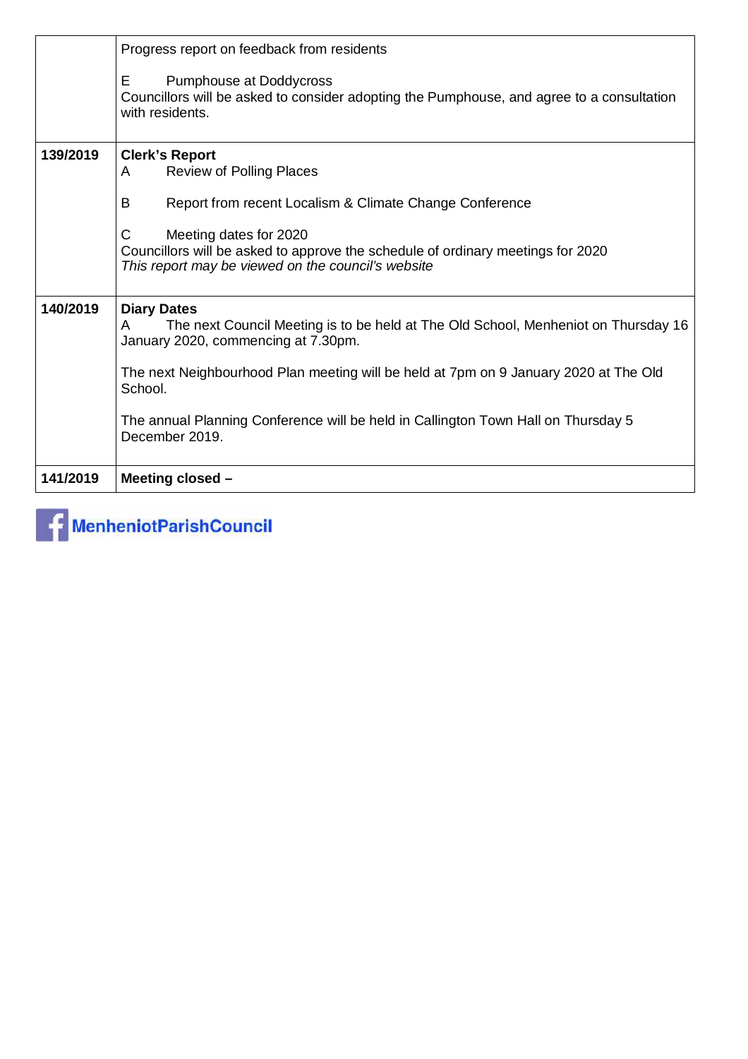| | |
|---|---|
| | Progress report on feedback from residents<br><br>E Pumphouse at Doddycross<br>Councillors will be asked to consider adopting the Pumphouse, and agree to a consultation with residents. |
| **139/2019** | **Clerk's Report**<br>A Review of Polling Places<br><br>B Report from recent Localism & Climate Change Conference<br><br>C Meeting dates for 2020<br>Councillors will be asked to approve the schedule of ordinary meetings for 2020<br>*This report may be viewed on the council's website* |
| **140/2019** | **Diary Dates**<br>A The next Council Meeting is to be held at The Old School, Menheniot on Thursday 16 January 2020, commencing at 7.30pm.<br><br>The next Neighbourhood Plan meeting will be held at 7pm on 9 January 2020 at The Old School.<br><br>The annual Planning Conference will be held in Callington Town Hall on Thursday 5 December 2019. |
| **141/2019** | **Meeting closed –** |

MenheniotParishCouncil